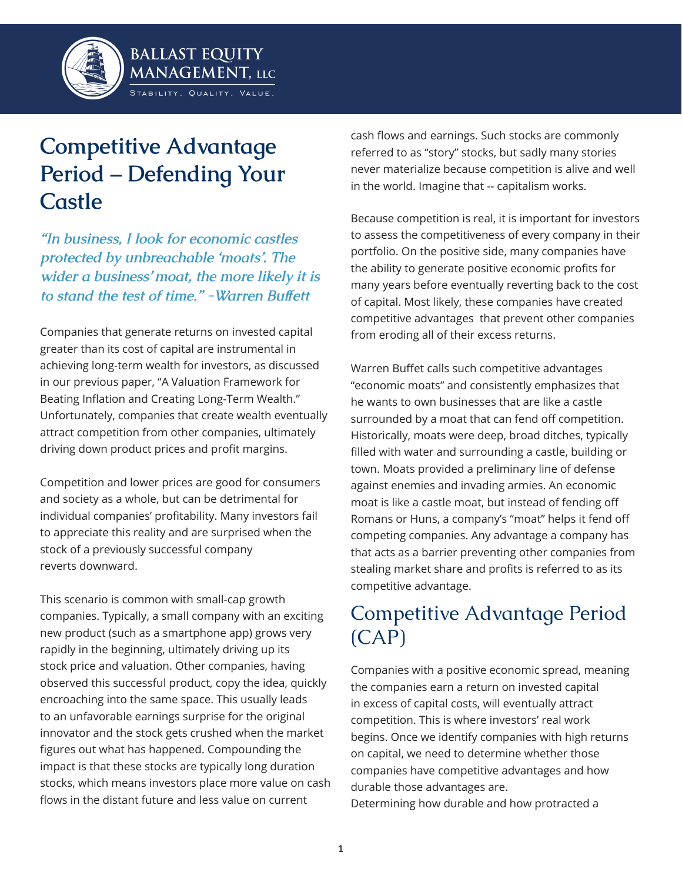BALLAST EQUITY MANAGEMENT, LLC

STABILITY. QUALITY. VALUE.

# Competitive Advantage Period – Defending Your Castle

*"In business, I look for economic castles protected by unbreachable 'moats'. The wider a business' moat, the more likely it is to stand the test of time." –Warren Buffett*

Companies that generate returns on invested capital greater than its cost of capital are instrumental in achieving long-term wealth for investors, as discussed in our previous paper, "A Valuation Framework for Beating Inflation and Creating Long-Term Wealth." Unfortunately, companies that create wealth eventually attract competition from other companies, ultimately driving down product prices and profit margins.

Competition and lower prices are good for consumers and society as a whole, but can be detrimental for individual companies' profitability. Many investors fail to appreciate this reality and are surprised when the stock of a previously successful company reverts downward.

This scenario is common with small-cap growth companies. Typically, a small company with an exciting new product (such as a smartphone app) grows very rapidly in the beginning, ultimately driving up its stock price and valuation. Other companies, having observed this successful product, copy the idea, quickly encroaching into the same space. This usually leads to an unfavorable earnings surprise for the original innovator and the stock gets crushed when the market figures out what has happened. Compounding the impact is that these stocks are typically long duration stocks, which means investors place more value on cash flows in the distant future and less value on current cash flows and earnings. Such stocks are commonly referred to as "story" stocks, but sadly many stories never materialize because competition is alive and well in the world. Imagine that -- capitalism works.

Because competition is real, it is important for investors to assess the competitiveness of every company in their portfolio. On the positive side, many companies have the ability to generate positive economic profits for many years before eventually reverting back to the cost of capital. Most likely, these companies have created competitive advantages that prevent other companies from eroding all of their excess returns.

Warren Buffet calls such competitive advantages "economic moats" and consistently emphasizes that he wants to own businesses that are like a castle surrounded by a moat that can fend off competition. Historically, moats were deep, broad ditches, typically filled with water and surrounding a castle, building or town. Moats provided a preliminary line of defense against enemies and invading armies. An economic moat is like a castle moat, but instead of fending off Romans or Huns, a company's "moat" helps it fend off competing companies. Any advantage a company has that acts as a barrier preventing other companies from stealing market share and profits is referred to as its competitive advantage.

## Competitive Advantage Period (CAP)

Companies with a positive economic spread, meaning the companies earn a return on invested capital in excess of capital costs, will eventually attract competition. This is where investors' real work begins. Once we identify companies with high returns on capital, we need to determine whether those companies have competitive advantages and how durable those advantages are.

Determining how durable and how protracted a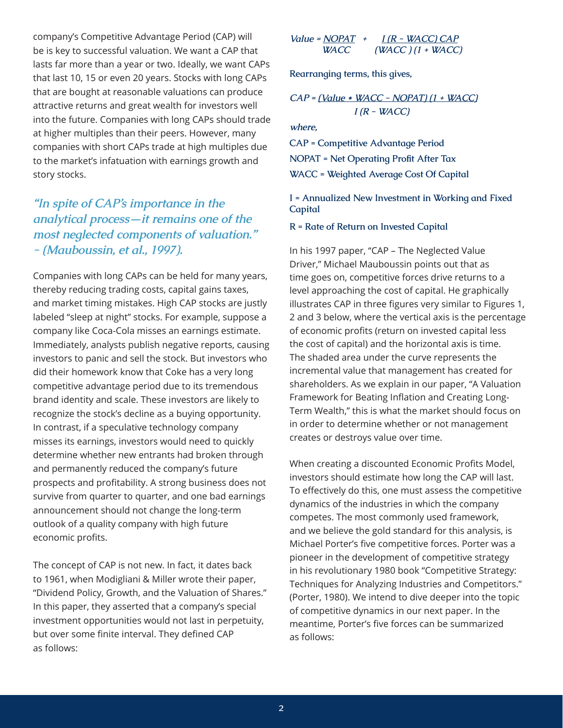company's Competitive Advantage Period (CAP) will be is key to successful valuation. We want a CAP that lasts far more than a year or two. Ideally, we want CAPs that last 10, 15 or even 20 years. Stocks with long CAPs that are bought at reasonable valuations can produce attractive returns and great wealth for investors well into the future. Companies with long CAPs should trade at higher multiples than their peers. However, many companies with short CAPs trade at high multiples due to the market's infatuation with earnings growth and story stocks.

> *"In spite of CAP's importance in the analytical process—it remains one of the most neglected components of valuation." – (Mauboussin, et al., 1997).*

Companies with long CAPs can be held for many years, thereby reducing trading costs, capital gains taxes, and market timing mistakes. High CAP stocks are justly labeled "sleep at night" stocks. For example, suppose a company like Coca-Cola misses an earnings estimate. Immediately, analysts publish negative reports, causing investors to panic and sell the stock. But investors who did their homework know that Coke has a very long competitive advantage period due to its tremendous brand identity and scale. These investors are likely to recognize the stock's decline as a buying opportunity. In contrast, if a speculative technology company misses its earnings, investors would need to quickly determine whether new entrants had broken through and permanently reduced the company's future prospects and profitability. A strong business does not survive from quarter to quarter, and one bad earnings announcement should not change the long-term outlook of a quality company with high future economic profits.

The concept of CAP is not new. In fact, it dates back to 1961, when Modigliani & Miller wrote their paper, "Dividend Policy, Growth, and the Valuation of Shares." In this paper, they asserted that a company's special investment opportunities would not last in perpetuity, but over some finite interval. They defined CAP as follows:

$$Value = \frac{NOPAT}{WACC} + \frac{I\,(R - WACC)\,CAP}{(WACC)\,(1 + WACC)}$$

Rearranging terms, this gives,

$$CAP = \frac{(Value * WACC - NOPAT)\,(1 + WACC)}{I\,(R - WACC)}$$

*where,*

CAP = Competitive Advantage Period

NOPAT = Net Operating Profit After Tax

WACC = Weighted Average Cost Of Capital

I = Annualized New Investment in Working and Fixed Capital

R = Rate of Return on Invested Capital

In his 1997 paper, "CAP – The Neglected Value Driver," Michael Mauboussin points out that as time goes on, competitive forces drive returns to a level approaching the cost of capital. He graphically illustrates CAP in three figures very similar to Figures 1, 2 and 3 below, where the vertical axis is the percentage of economic profits (return on invested capital less the cost of capital) and the horizontal axis is time. The shaded area under the curve represents the incremental value that management has created for shareholders. As we explain in our paper, "A Valuation Framework for Beating Inflation and Creating Long-Term Wealth," this is what the market should focus on in order to determine whether or not management creates or destroys value over time.

When creating a discounted Economic Profits Model, investors should estimate how long the CAP will last. To effectively do this, one must assess the competitive dynamics of the industries in which the company competes. The most commonly used framework, and we believe the gold standard for this analysis, is Michael Porter's five competitive forces. Porter was a pioneer in the development of competitive strategy in his revolutionary 1980 book "Competitive Strategy: Techniques for Analyzing Industries and Competitors." (Porter, 1980). We intend to dive deeper into the topic of competitive dynamics in our next paper. In the meantime, Porter's five forces can be summarized as follows: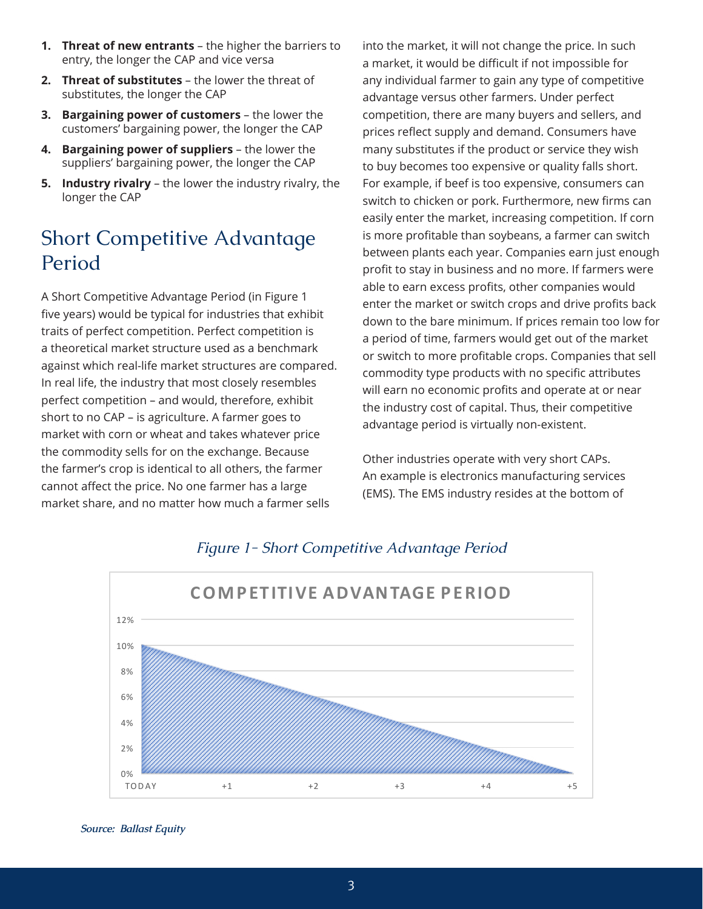1. **Threat of new entrants** – the higher the barriers to entry, the longer the CAP and vice versa
2. **Threat of substitutes** – the lower the threat of substitutes, the longer the CAP
3. **Bargaining power of customers** – the lower the customers' bargaining power, the longer the CAP
4. **Bargaining power of suppliers** – the lower the suppliers' bargaining power, the longer the CAP
5. **Industry rivalry** – the lower the industry rivalry, the longer the CAP

## Short Competitive Advantage Period

A Short Competitive Advantage Period (in Figure 1 five years) would be typical for industries that exhibit traits of perfect competition. Perfect competition is a theoretical market structure used as a benchmark against which real-life market structures are compared. In real life, the industry that most closely resembles perfect competition – and would, therefore, exhibit short to no CAP – is agriculture. A farmer goes to market with corn or wheat and takes whatever price the commodity sells for on the exchange. Because the farmer's crop is identical to all others, the farmer cannot affect the price. No one farmer has a large market share, and no matter how much a farmer sells into the market, it will not change the price. In such a market, it would be difficult if not impossible for any individual farmer to gain any type of competitive advantage versus other farmers. Under perfect competition, there are many buyers and sellers, and prices reflect supply and demand. Consumers have many substitutes if the product or service they wish to buy becomes too expensive or quality falls short. For example, if beef is too expensive, consumers can switch to chicken or pork. Furthermore, new firms can easily enter the market, increasing competition. If corn is more profitable than soybeans, a farmer can switch between plants each year. Companies earn just enough profit to stay in business and no more. If farmers were able to earn excess profits, other companies would enter the market or switch crops and drive profits back down to the bare minimum. If prices remain too low for a period of time, farmers would get out of the market or switch to more profitable crops. Companies that sell commodity type products with no specific attributes will earn no economic profits and operate at or near the industry cost of capital. Thus, their competitive advantage period is virtually non-existent.

Other industries operate with very short CAPs. An example is electronics manufacturing services (EMS). The EMS industry resides at the bottom of

*Figure 1– Short Competitive Advantage Period*

COMPETITIVE ADVANTAGE PERIOD

12%, 10%, 8%, 6%, 4%, 2%, 0%

TODAY, +1, +2, +3, +4, +5

*Source: Ballast Equity*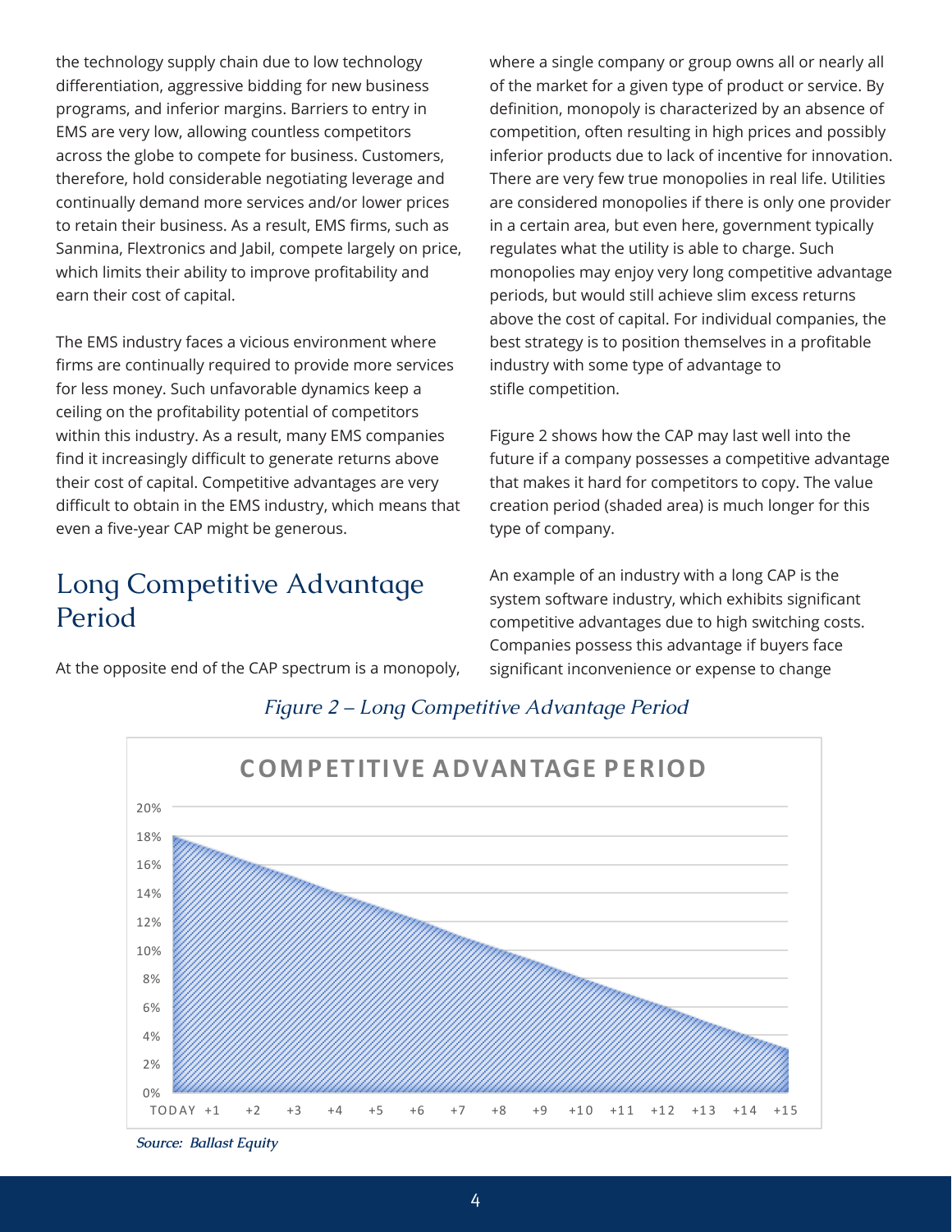the technology supply chain due to low technology differentiation, aggressive bidding for new business programs, and inferior margins. Barriers to entry in EMS are very low, allowing countless competitors across the globe to compete for business. Customers, therefore, hold considerable negotiating leverage and continually demand more services and/or lower prices to retain their business. As a result, EMS firms, such as Sanmina, Flextronics and Jabil, compete largely on price, which limits their ability to improve profitability and earn their cost of capital.

The EMS industry faces a vicious environment where firms are continually required to provide more services for less money. Such unfavorable dynamics keep a ceiling on the profitability potential of competitors within this industry. As a result, many EMS companies find it increasingly difficult to generate returns above their cost of capital. Competitive advantages are very difficult to obtain in the EMS industry, which means that even a five-year CAP might be generous.

## Long Competitive Advantage Period

At the opposite end of the CAP spectrum is a monopoly, where a single company or group owns all or nearly all of the market for a given type of product or service. By definition, monopoly is characterized by an absence of competition, often resulting in high prices and possibly inferior products due to lack of incentive for innovation. There are very few true monopolies in real life. Utilities are considered monopolies if there is only one provider in a certain area, but even here, government typically regulates what the utility is able to charge. Such monopolies may enjoy very long competitive advantage periods, but would still achieve slim excess returns above the cost of capital. For individual companies, the best strategy is to position themselves in a profitable industry with some type of advantage to stifle competition.

Figure 2 shows how the CAP may last well into the future if a company possesses a competitive advantage that makes it hard for competitors to copy. The value creation period (shaded area) is much longer for this type of company.

An example of an industry with a long CAP is the system software industry, which exhibits significant competitive advantages due to high switching costs. Companies possess this advantage if buyers face significant inconvenience or expense to change

*Figure 2 – Long Competitive Advantage Period*

**COMPETITIVE ADVANTAGE PERIOD**

| Period | Value |
|---|---|
| TODAY | 18% |
| +15 | 3% |

(Shaded area declines linearly from 18% at TODAY to 3% at +15; x-axis: TODAY, +1 through +15; y-axis: 0% to 20%.)

*Source: Ballast Equity*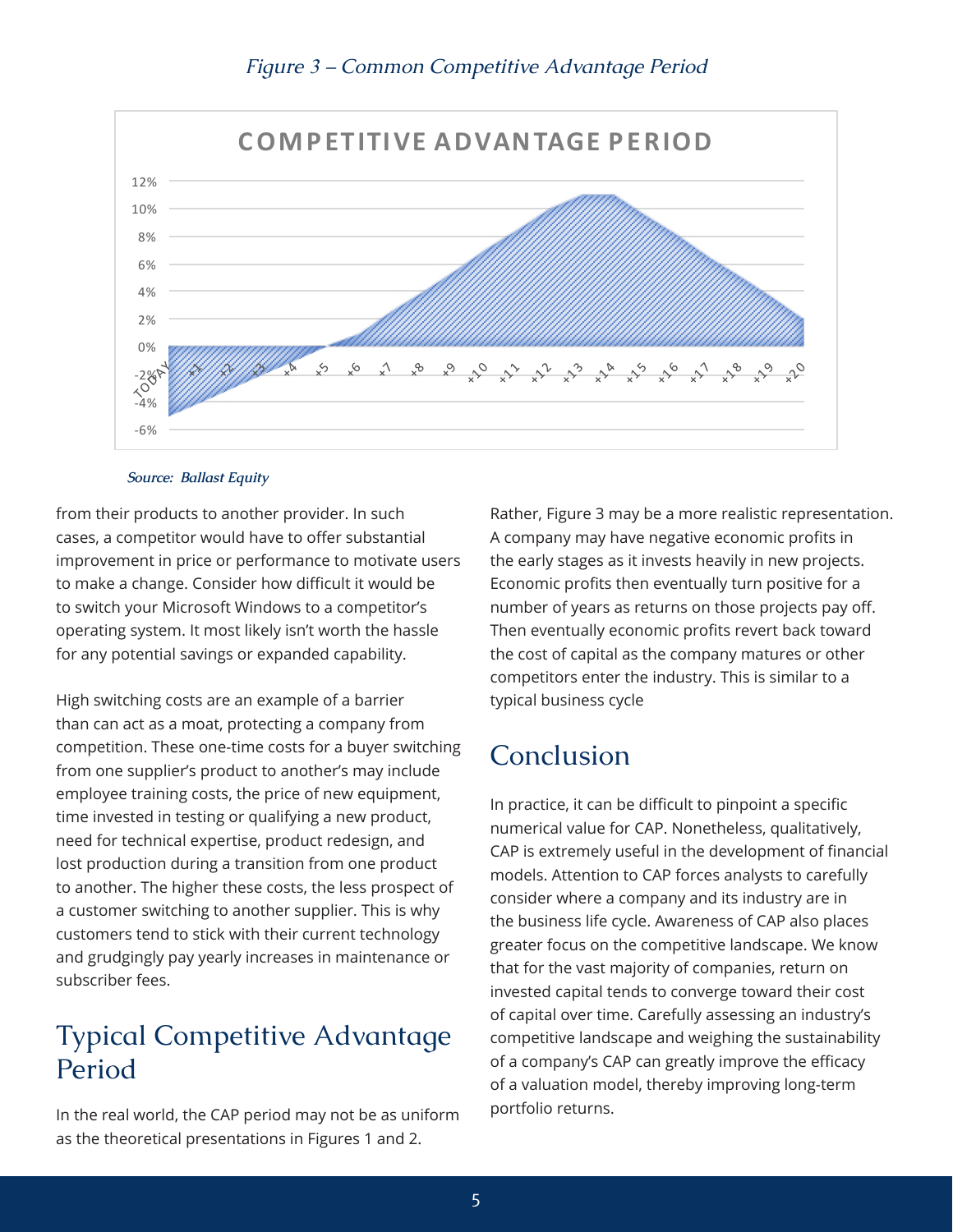*Figure 3 – Common Competitive Advantage Period*

*Source: Ballast Equity*

from their products to another provider. In such cases, a competitor would have to offer substantial improvement in price or performance to motivate users to make a change. Consider how difficult it would be to switch your Microsoft Windows to a competitor's operating system. It most likely isn't worth the hassle for any potential savings or expanded capability.

High switching costs are an example of a barrier than can act as a moat, protecting a company from competition. These one-time costs for a buyer switching from one supplier's product to another's may include employee training costs, the price of new equipment, time invested in testing or qualifying a new product, need for technical expertise, product redesign, and lost production during a transition from one product to another. The higher these costs, the less prospect of a customer switching to another supplier. This is why customers tend to stick with their current technology and grudgingly pay yearly increases in maintenance or subscriber fees.

## Typical Competitive Advantage Period

In the real world, the CAP period may not be as uniform as the theoretical presentations in Figures 1 and 2. Rather, Figure 3 may be a more realistic representation. A company may have negative economic profits in the early stages as it invests heavily in new projects. Economic profits then eventually turn positive for a number of years as returns on those projects pay off. Then eventually economic profits revert back toward the cost of capital as the company matures or other competitors enter the industry. This is similar to a typical business cycle

## Conclusion

In practice, it can be difficult to pinpoint a specific numerical value for CAP. Nonetheless, qualitatively, CAP is extremely useful in the development of financial models. Attention to CAP forces analysts to carefully consider where a company and its industry are in the business life cycle. Awareness of CAP also places greater focus on the competitive landscape. We know that for the vast majority of companies, return on invested capital tends to converge toward their cost of capital over time. Carefully assessing an industry's competitive landscape and weighing the sustainability of a company's CAP can greatly improve the efficacy of a valuation model, thereby improving long-term portfolio returns.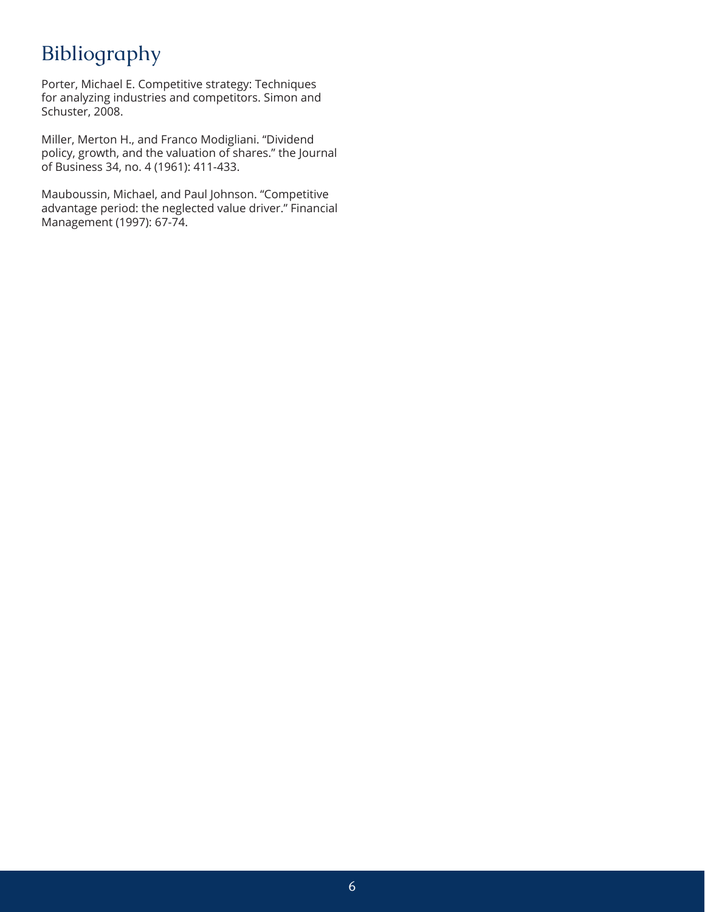# Bibliography

Porter, Michael E. Competitive strategy: Techniques for analyzing industries and competitors. Simon and Schuster, 2008.

Miller, Merton H., and Franco Modigliani. "Dividend policy, growth, and the valuation of shares." the Journal of Business 34, no. 4 (1961): 411-433.

Mauboussin, Michael, and Paul Johnson. "Competitive advantage period: the neglected value driver." Financial Management (1997): 67-74.